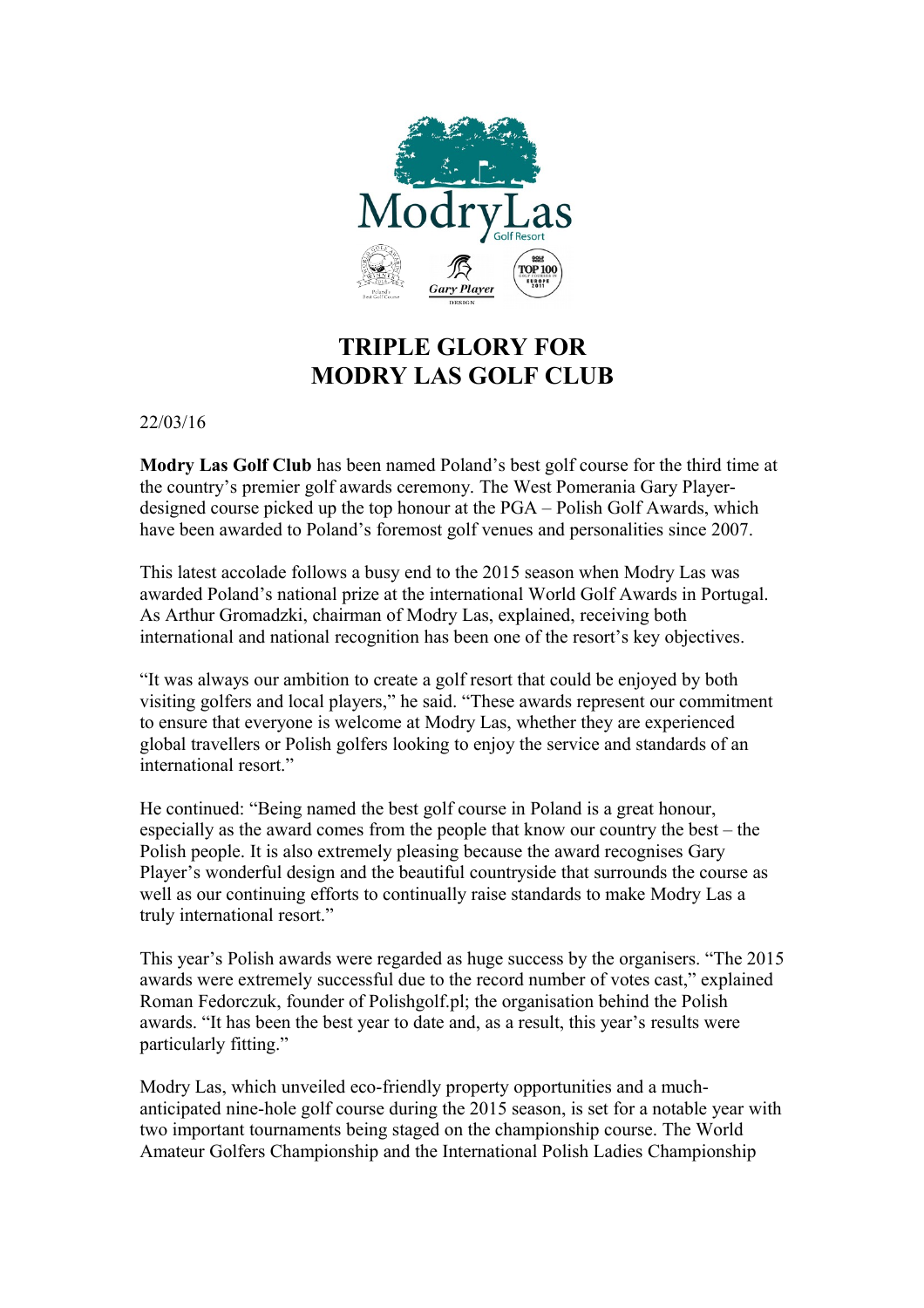# TRIPLE GLORY FOR MODRY LAS GOLF CLUB

22/03/16

**Modry Las Golf Club** has been named Poland's best golf course for the third time at the country's premier golf awards ceremony. The West Pomerania Gary Player-designed course picked up the top honour at the PGA – Polish Golf Awards, which have been awarded to Poland's foremost golf venues and personalities since 2007.

This latest accolade follows a busy end to the 2015 season when Modry Las was awarded Poland's national prize at the international World Golf Awards in Portugal. As Arthur Gromadzki, chairman of Modry Las, explained, receiving both international and national recognition has been one of the resort's key objectives.

"It was always our ambition to create a golf resort that could be enjoyed by both visiting golfers and local players," he said. "These awards represent our commitment to ensure that everyone is welcome at Modry Las, whether they are experienced global travellers or Polish golfers looking to enjoy the service and standards of an international resort."

He continued: "Being named the best golf course in Poland is a great honour, especially as the award comes from the people that know our country the best – the Polish people. It is also extremely pleasing because the award recognises Gary Player's wonderful design and the beautiful countryside that surrounds the course as well as our continuing efforts to continually raise standards to make Modry Las a truly international resort."

This year's Polish awards were regarded as huge success by the organisers. "The 2015 awards were extremely successful due to the record number of votes cast," explained Roman Fedorczuk, founder of Polishgolf.pl; the organisation behind the Polish awards. "It has been the best year to date and, as a result, this year's results were particularly fitting."

Modry Las, which unveiled eco-friendly property opportunities and a much-anticipated nine-hole golf course during the 2015 season, is set for a notable year with two important tournaments being staged on the championship course. The World Amateur Golfers Championship and the International Polish Ladies Championship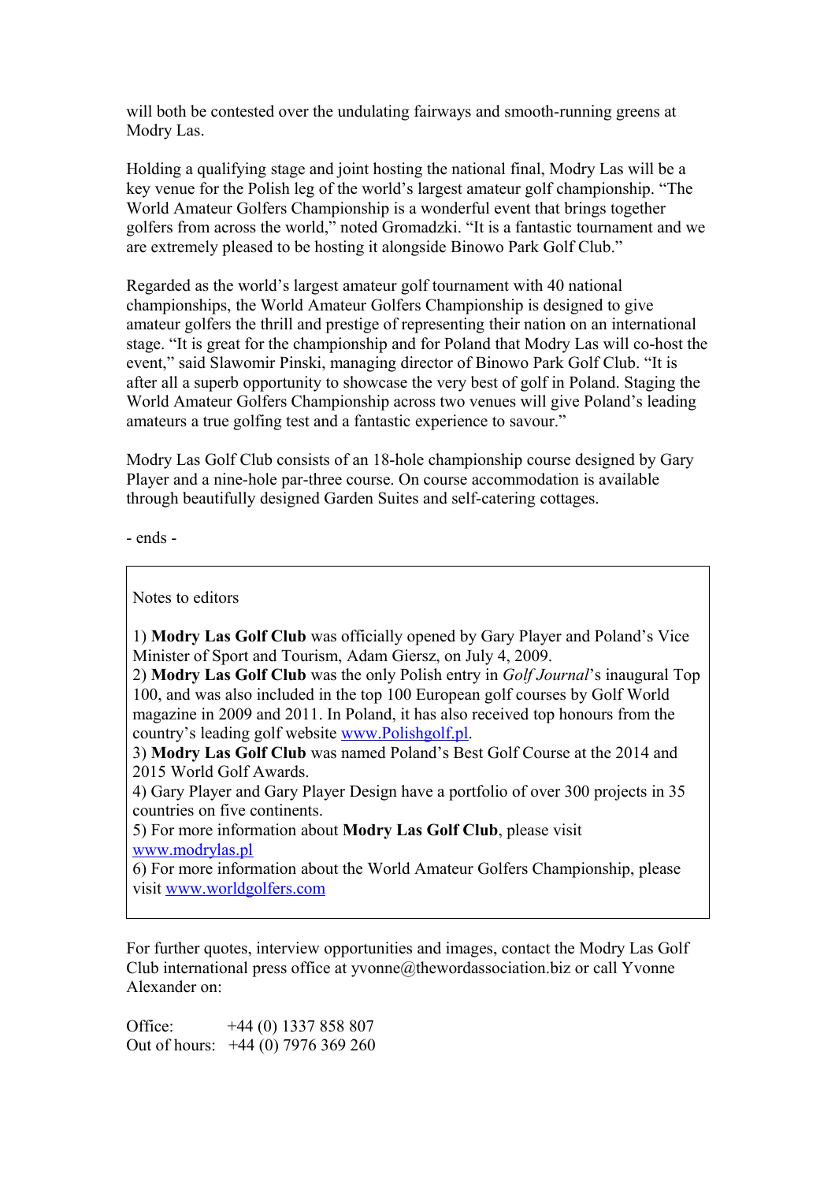will both be contested over the undulating fairways and smooth-running greens at Modry Las.

Holding a qualifying stage and joint hosting the national final, Modry Las will be a key venue for the Polish leg of the world's largest amateur golf championship. "The World Amateur Golfers Championship is a wonderful event that brings together golfers from across the world," noted Gromadzki. "It is a fantastic tournament and we are extremely pleased to be hosting it alongside Binowo Park Golf Club."

Regarded as the world's largest amateur golf tournament with 40 national championships, the World Amateur Golfers Championship is designed to give amateur golfers the thrill and prestige of representing their nation on an international stage. "It is great for the championship and for Poland that Modry Las will co-host the event," said Slawomir Pinski, managing director of Binowo Park Golf Club. "It is after all a superb opportunity to showcase the very best of golf in Poland. Staging the World Amateur Golfers Championship across two venues will give Poland's leading amateurs a true golfing test and a fantastic experience to savour."

Modry Las Golf Club consists of an 18-hole championship course designed by Gary Player and a nine-hole par-three course. On course accommodation is available through beautifully designed Garden Suites and self-catering cottages.

- ends -

Notes to editors

1) **Modry Las Golf Club** was officially opened by Gary Player and Poland's Vice Minister of Sport and Tourism, Adam Giersz, on July 4, 2009.
2) **Modry Las Golf Club** was the only Polish entry in *Golf Journal*'s inaugural Top 100, and was also included in the top 100 European golf courses by Golf World magazine in 2009 and 2011. In Poland, it has also received top honours from the country's leading golf website www.Polishgolf.pl.
3) **Modry Las Golf Club** was named Poland's Best Golf Course at the 2014 and 2015 World Golf Awards.
4) Gary Player and Gary Player Design have a portfolio of over 300 projects in 35 countries on five continents.
5) For more information about **Modry Las Golf Club**, please visit www.modrylas.pl
6) For more information about the World Amateur Golfers Championship, please visit www.worldgolfers.com

For further quotes, interview opportunities and images, contact the Modry Las Golf Club international press office at yvonne@thewordassociation.biz or call Yvonne Alexander on:

Office: +44 (0) 1337 858 807
Out of hours: +44 (0) 7976 369 260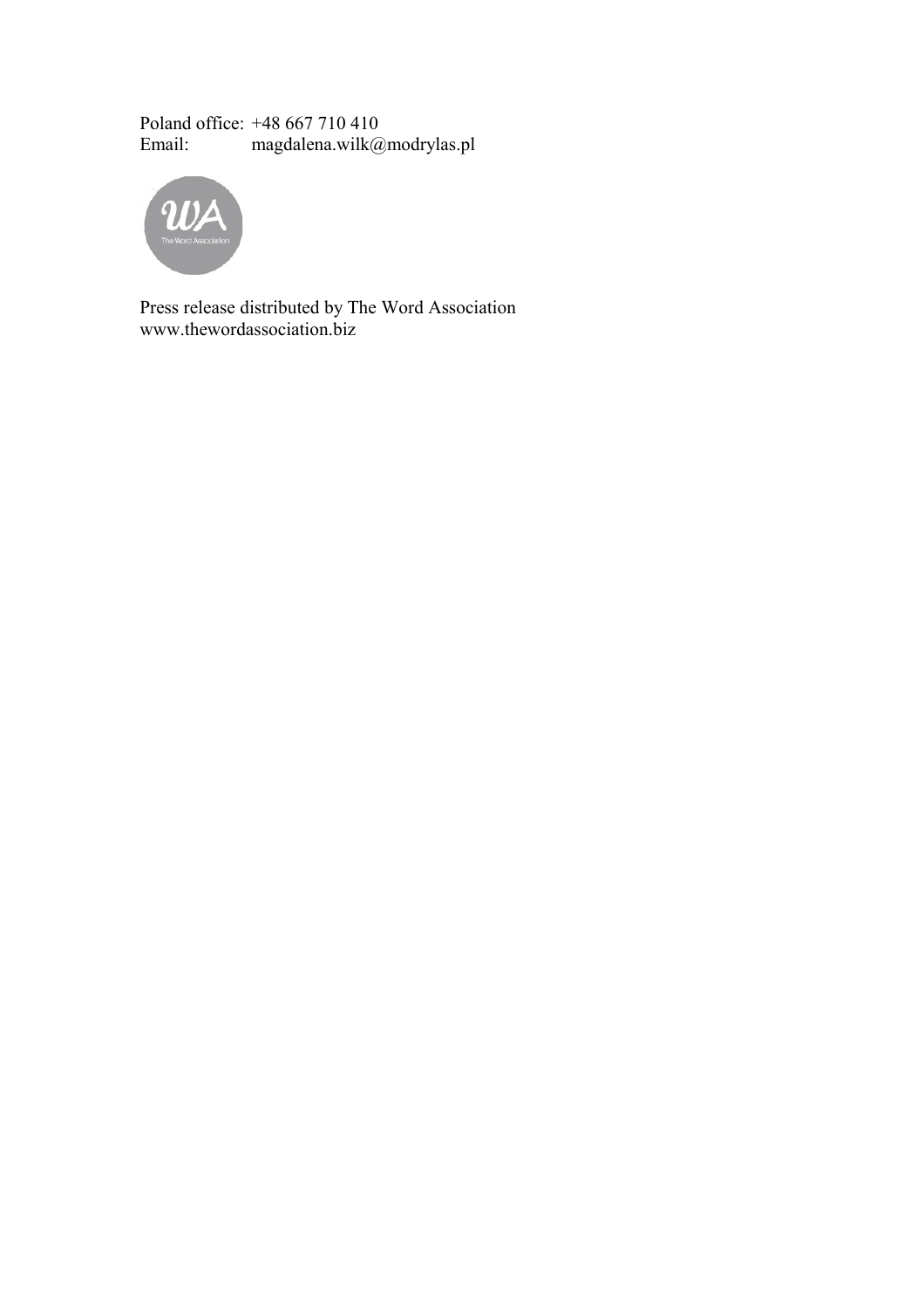Poland office: +48 667 710 410
Email: magdalena.wilk@modrylas.pl

Press release distributed by The Word Association
www.thewordassociation.biz